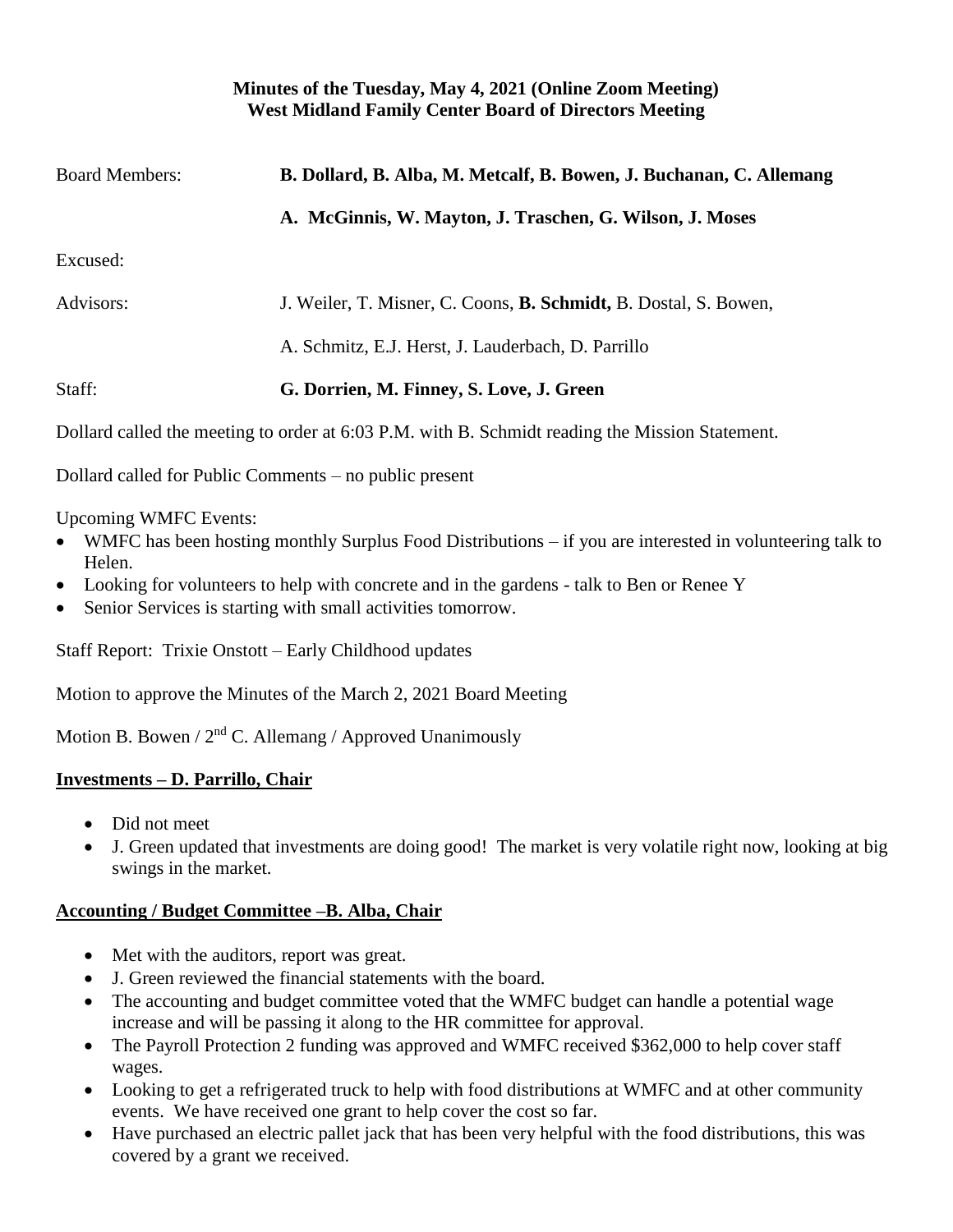**Minutes of the Tuesday, May 4, 2021 (Online Zoom Meeting)**
**West Midland Family Center Board of Directors Meeting**

Board Members: **B. Dollard, B. Alba, M. Metcalf, B. Bowen, J. Buchanan, C. Allemang**

**A. McGinnis, W. Mayton, J. Traschen, G. Wilson, J. Moses**

Excused:

Advisors: J. Weiler, T. Misner, C. Coons, **B. Schmidt,** B. Dostal, S. Bowen,

A. Schmitz, E.J. Herst, J. Lauderbach, D. Parrillo

Staff: **G. Dorrien, M. Finney, S. Love, J. Green**

Dollard called the meeting to order at 6:03 P.M. with B. Schmidt reading the Mission Statement.

Dollard called for Public Comments – no public present

Upcoming WMFC Events:

- WMFC has been hosting monthly Surplus Food Distributions – if you are interested in volunteering talk to Helen.
- Looking for volunteers to help with concrete and in the gardens - talk to Ben or Renee Y
- Senior Services is starting with small activities tomorrow.

Staff Report: Trixie Onstott – Early Childhood updates

Motion to approve the Minutes of the March 2, 2021 Board Meeting

Motion B. Bowen / 2nd C. Allemang / Approved Unanimously

**Investments – D. Parrillo, Chair**

- Did not meet
- J. Green updated that investments are doing good! The market is very volatile right now, looking at big swings in the market.

**Accounting / Budget Committee –B. Alba, Chair**

- Met with the auditors, report was great.
- J. Green reviewed the financial statements with the board.
- The accounting and budget committee voted that the WMFC budget can handle a potential wage increase and will be passing it along to the HR committee for approval.
- The Payroll Protection 2 funding was approved and WMFC received $362,000 to help cover staff wages.
- Looking to get a refrigerated truck to help with food distributions at WMFC and at other community events. We have received one grant to help cover the cost so far.
- Have purchased an electric pallet jack that has been very helpful with the food distributions, this was covered by a grant we received.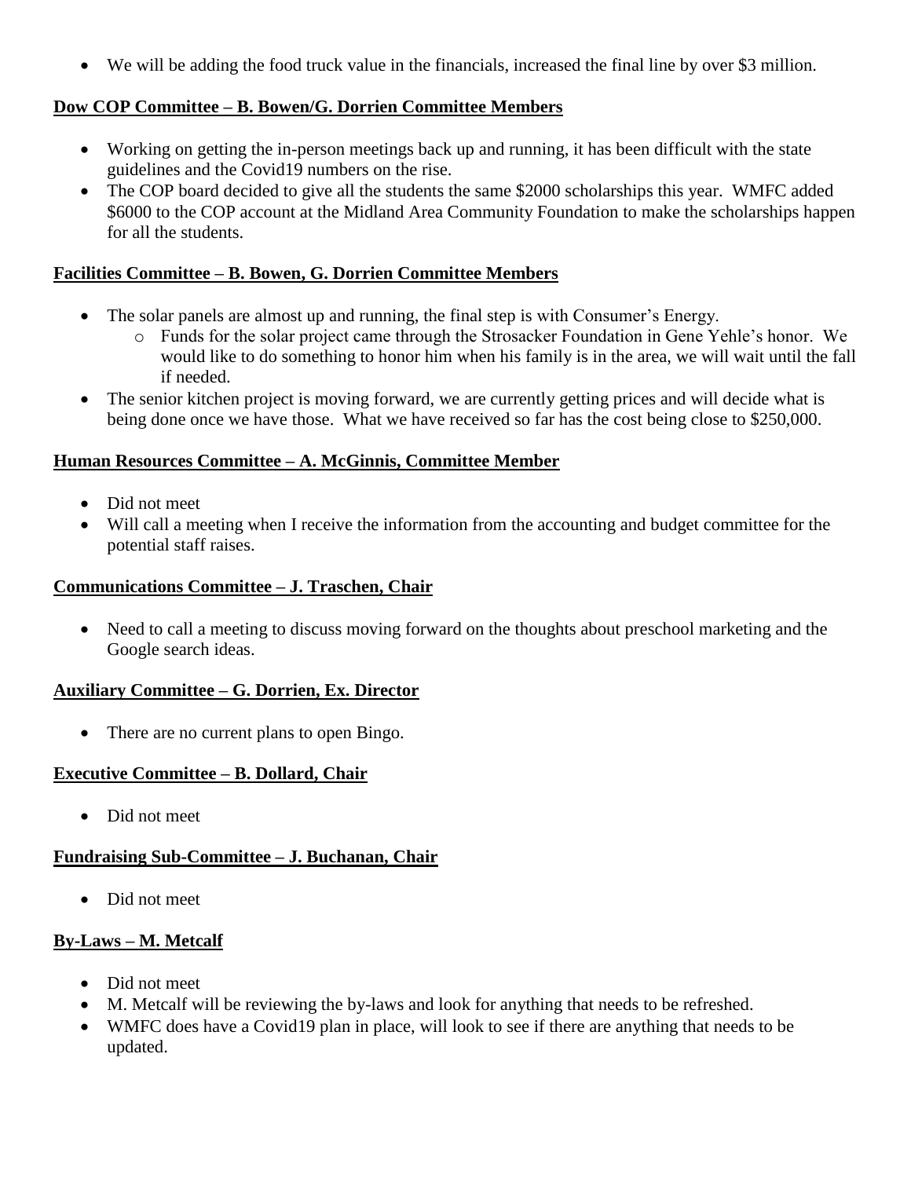- We will be adding the food truck value in the financials, increased the final line by over $3 million.

**Dow COP Committee – B. Bowen/G. Dorrien Committee Members**

- Working on getting the in-person meetings back up and running, it has been difficult with the state guidelines and the Covid19 numbers on the rise.
- The COP board decided to give all the students the same $2000 scholarships this year. WMFC added $6000 to the COP account at the Midland Area Community Foundation to make the scholarships happen for all the students.

**Facilities Committee – B. Bowen, G. Dorrien Committee Members**

- The solar panels are almost up and running, the final step is with Consumer's Energy.
  - Funds for the solar project came through the Strosacker Foundation in Gene Yehle's honor. We would like to do something to honor him when his family is in the area, we will wait until the fall if needed.
- The senior kitchen project is moving forward, we are currently getting prices and will decide what is being done once we have those. What we have received so far has the cost being close to $250,000.

**Human Resources Committee – A. McGinnis, Committee Member**

- Did not meet
- Will call a meeting when I receive the information from the accounting and budget committee for the potential staff raises.

**Communications Committee – J. Traschen, Chair**

- Need to call a meeting to discuss moving forward on the thoughts about preschool marketing and the Google search ideas.

**Auxiliary Committee – G. Dorrien, Ex. Director**

- There are no current plans to open Bingo.

**Executive Committee – B. Dollard, Chair**

- Did not meet

**Fundraising Sub-Committee – J. Buchanan, Chair**

- Did not meet

**By-Laws – M. Metcalf**

- Did not meet
- M. Metcalf will be reviewing the by-laws and look for anything that needs to be refreshed.
- WMFC does have a Covid19 plan in place, will look to see if there are anything that needs to be updated.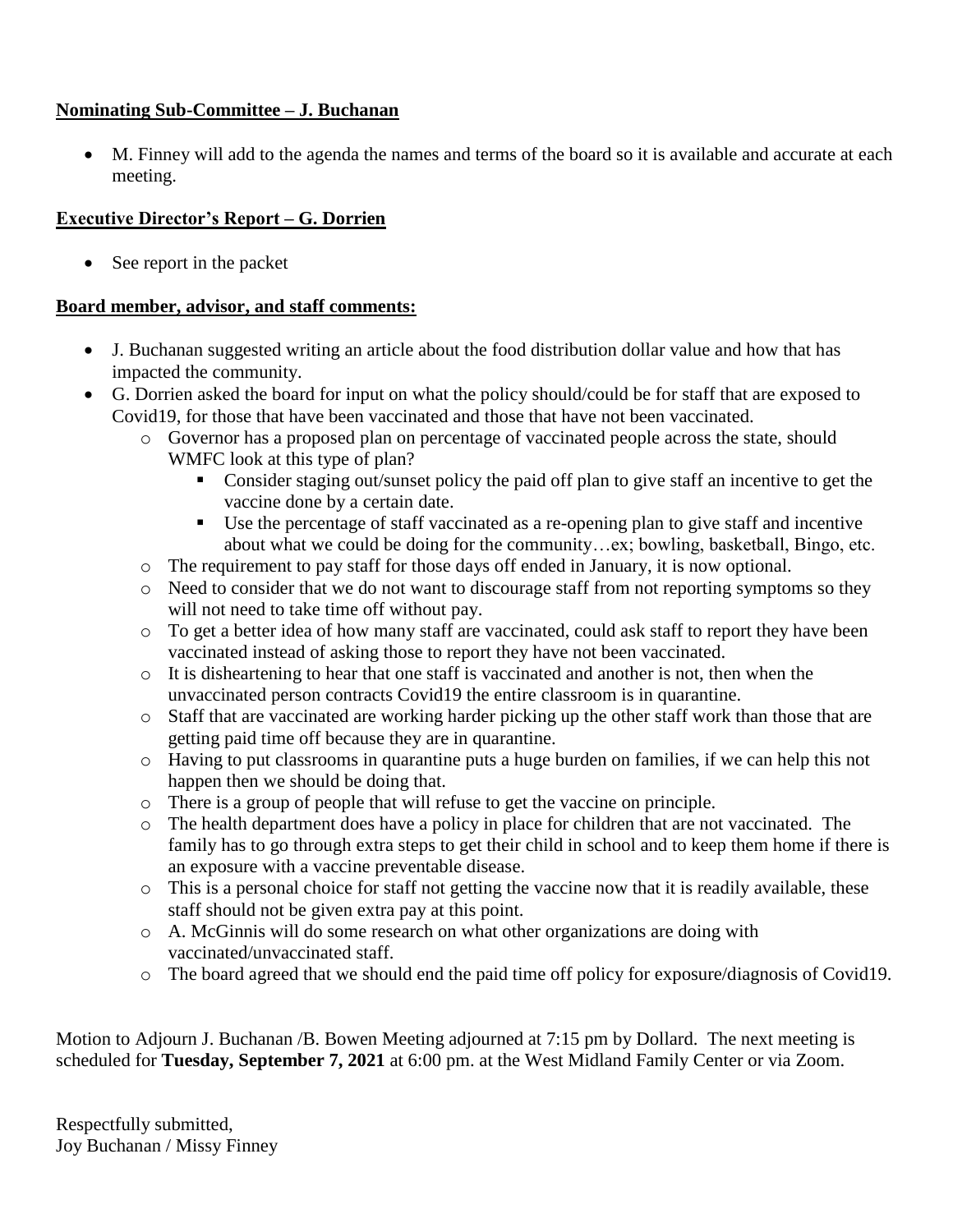**Nominating Sub-Committee – J. Buchanan**

- M. Finney will add to the agenda the names and terms of the board so it is available and accurate at each meeting.

**Executive Director's Report – G. Dorrien**

- See report in the packet

**Board member, advisor, and staff comments:**

- J. Buchanan suggested writing an article about the food distribution dollar value and how that has impacted the community.
- G. Dorrien asked the board for input on what the policy should/could be for staff that are exposed to Covid19, for those that have been vaccinated and those that have not been vaccinated.
  - Governor has a proposed plan on percentage of vaccinated people across the state, should WMFC look at this type of plan?
    - Consider staging out/sunset policy the paid off plan to give staff an incentive to get the vaccine done by a certain date.
    - Use the percentage of staff vaccinated as a re-opening plan to give staff and incentive about what we could be doing for the community…ex; bowling, basketball, Bingo, etc.
  - The requirement to pay staff for those days off ended in January, it is now optional.
  - Need to consider that we do not want to discourage staff from not reporting symptoms so they will not need to take time off without pay.
  - To get a better idea of how many staff are vaccinated, could ask staff to report they have been vaccinated instead of asking those to report they have not been vaccinated.
  - It is disheartening to hear that one staff is vaccinated and another is not, then when the unvaccinated person contracts Covid19 the entire classroom is in quarantine.
  - Staff that are vaccinated are working harder picking up the other staff work than those that are getting paid time off because they are in quarantine.
  - Having to put classrooms in quarantine puts a huge burden on families, if we can help this not happen then we should be doing that.
  - There is a group of people that will refuse to get the vaccine on principle.
  - The health department does have a policy in place for children that are not vaccinated. The family has to go through extra steps to get their child in school and to keep them home if there is an exposure with a vaccine preventable disease.
  - This is a personal choice for staff not getting the vaccine now that it is readily available, these staff should not be given extra pay at this point.
  - A. McGinnis will do some research on what other organizations are doing with vaccinated/unvaccinated staff.
  - The board agreed that we should end the paid time off policy for exposure/diagnosis of Covid19.

Motion to Adjourn J. Buchanan /B. Bowen Meeting adjourned at 7:15 pm by Dollard. The next meeting is scheduled for **Tuesday, September 7, 2021** at 6:00 pm. at the West Midland Family Center or via Zoom.

Respectfully submitted,
Joy Buchanan / Missy Finney